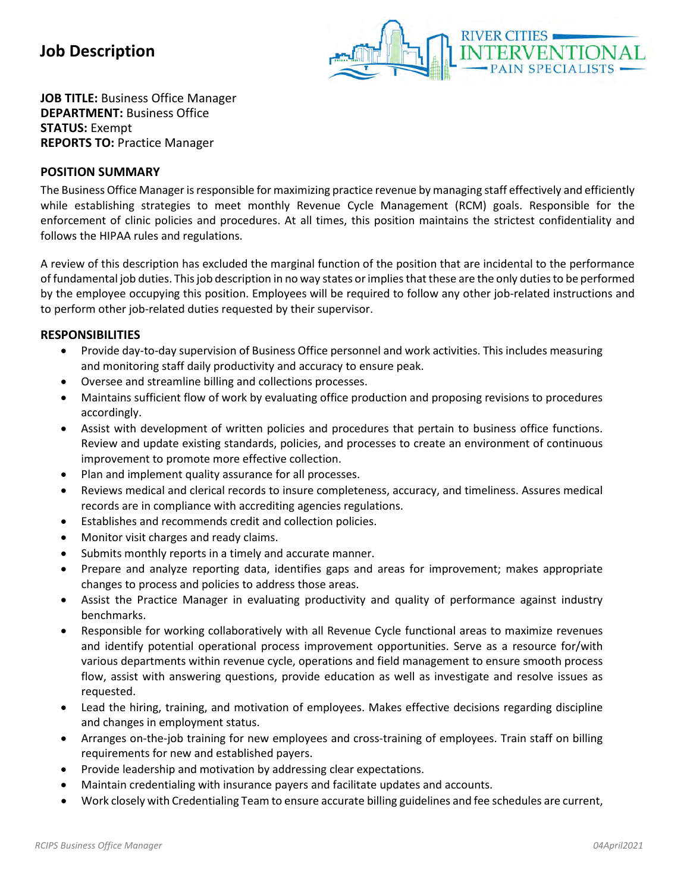# Job Description

**JOB TITLE:** Business Office Manager
**DEPARTMENT:** Business Office
**STATUS:** Exempt
**REPORTS TO:** Practice Manager

## POSITION SUMMARY

The Business Office Manager is responsible for maximizing practice revenue by managing staff effectively and efficiently while establishing strategies to meet monthly Revenue Cycle Management (RCM) goals. Responsible for the enforcement of clinic policies and procedures. At all times, this position maintains the strictest confidentiality and follows the HIPAA rules and regulations.

A review of this description has excluded the marginal function of the position that are incidental to the performance of fundamental job duties. This job description in no way states or implies that these are the only duties to be performed by the employee occupying this position. Employees will be required to follow any other job-related instructions and to perform other job-related duties requested by their supervisor.

## RESPONSIBILITIES

- Provide day-to-day supervision of Business Office personnel and work activities. This includes measuring and monitoring staff daily productivity and accuracy to ensure peak.
- Oversee and streamline billing and collections processes.
- Maintains sufficient flow of work by evaluating office production and proposing revisions to procedures accordingly.
- Assist with development of written policies and procedures that pertain to business office functions. Review and update existing standards, policies, and processes to create an environment of continuous improvement to promote more effective collection.
- Plan and implement quality assurance for all processes.
- Reviews medical and clerical records to insure completeness, accuracy, and timeliness. Assures medical records are in compliance with accrediting agencies regulations.
- Establishes and recommends credit and collection policies.
- Monitor visit charges and ready claims.
- Submits monthly reports in a timely and accurate manner.
- Prepare and analyze reporting data, identifies gaps and areas for improvement; makes appropriate changes to process and policies to address those areas.
- Assist the Practice Manager in evaluating productivity and quality of performance against industry benchmarks.
- Responsible for working collaboratively with all Revenue Cycle functional areas to maximize revenues and identify potential operational process improvement opportunities. Serve as a resource for/with various departments within revenue cycle, operations and field management to ensure smooth process flow, assist with answering questions, provide education as well as investigate and resolve issues as requested.
- Lead the hiring, training, and motivation of employees. Makes effective decisions regarding discipline and changes in employment status.
- Arranges on-the-job training for new employees and cross-training of employees. Train staff on billing requirements for new and established payers.
- Provide leadership and motivation by addressing clear expectations.
- Maintain credentialing with insurance payers and facilitate updates and accounts.
- Work closely with Credentialing Team to ensure accurate billing guidelines and fee schedules are current,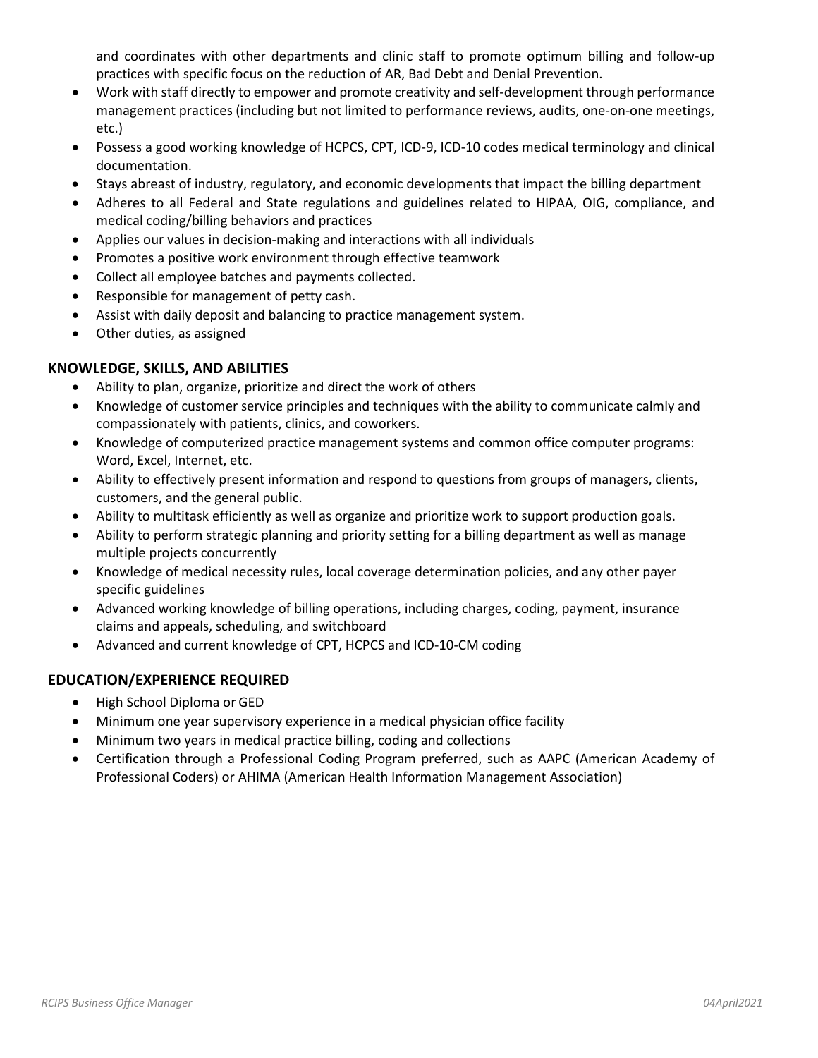and coordinates with other departments and clinic staff to promote optimum billing and follow-up practices with specific focus on the reduction of AR, Bad Debt and Denial Prevention.

- Work with staff directly to empower and promote creativity and self-development through performance management practices (including but not limited to performance reviews, audits, one-on-one meetings, etc.)
- Possess a good working knowledge of HCPCS, CPT, ICD-9, ICD-10 codes medical terminology and clinical documentation.
- Stays abreast of industry, regulatory, and economic developments that impact the billing department
- Adheres to all Federal and State regulations and guidelines related to HIPAA, OIG, compliance, and medical coding/billing behaviors and practices
- Applies our values in decision-making and interactions with all individuals
- Promotes a positive work environment through effective teamwork
- Collect all employee batches and payments collected.
- Responsible for management of petty cash.
- Assist with daily deposit and balancing to practice management system.
- Other duties, as assigned

## KNOWLEDGE, SKILLS, AND ABILITIES

- Ability to plan, organize, prioritize and direct the work of others
- Knowledge of customer service principles and techniques with the ability to communicate calmly and compassionately with patients, clinics, and coworkers.
- Knowledge of computerized practice management systems and common office computer programs: Word, Excel, Internet, etc.
- Ability to effectively present information and respond to questions from groups of managers, clients, customers, and the general public.
- Ability to multitask efficiently as well as organize and prioritize work to support production goals.
- Ability to perform strategic planning and priority setting for a billing department as well as manage multiple projects concurrently
- Knowledge of medical necessity rules, local coverage determination policies, and any other payer specific guidelines
- Advanced working knowledge of billing operations, including charges, coding, payment, insurance claims and appeals, scheduling, and switchboard
- Advanced and current knowledge of CPT, HCPCS and ICD-10-CM coding

## EDUCATION/EXPERIENCE REQUIRED

- High School Diploma or GED
- Minimum one year supervisory experience in a medical physician office facility
- Minimum two years in medical practice billing, coding and collections
- Certification through a Professional Coding Program preferred, such as AAPC (American Academy of Professional Coders) or AHIMA (American Health Information Management Association)